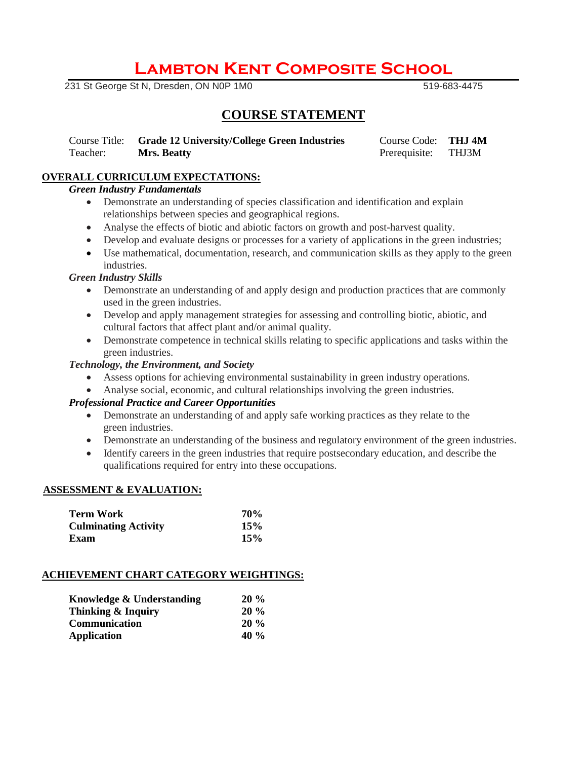# Lambton Kent Composite School

231 St George St N, Dresden, ON N0P 1M0 519-683-4475

## COURSE STATEMENT

| | | | |
|---|---|---|---|
| Course Title: | **Grade 12 University/College Green Industries** | Course Code: | **THJ 4M** |
| Teacher: | **Mrs. Beatty** | Prerequisite: | THJ3M |

### OVERALL CURRICULUM EXPECTATIONS:

***Green Industry Fundamentals***

- Demonstrate an understanding of species classification and identification and explain relationships between species and geographical regions.
- Analyse the effects of biotic and abiotic factors on growth and post-harvest quality.
- Develop and evaluate designs or processes for a variety of applications in the green industries;
- Use mathematical, documentation, research, and communication skills as they apply to the green industries.

***Green Industry Skills***

- Demonstrate an understanding of and apply design and production practices that are commonly used in the green industries.
- Develop and apply management strategies for assessing and controlling biotic, abiotic, and cultural factors that affect plant and/or animal quality.
- Demonstrate competence in technical skills relating to specific applications and tasks within the green industries.

***Technology, the Environment, and Society***

- Assess options for achieving environmental sustainability in green industry operations.
- Analyse social, economic, and cultural relationships involving the green industries.

***Professional Practice and Career Opportunities***

- Demonstrate an understanding of and apply safe working practices as they relate to the green industries.
- Demonstrate an understanding of the business and regulatory environment of the green industries.
- Identify careers in the green industries that require postsecondary education, and describe the qualifications required for entry into these occupations.

### ASSESSMENT & EVALUATION:

| | |
|---|---|
| **Term Work** | **70%** |
| **Culminating Activity** | **15%** |
| **Exam** | **15%** |

### ACHIEVEMENT CHART CATEGORY WEIGHTINGS:

| | |
|---|---|
| **Knowledge & Understanding** | **20 %** |
| **Thinking & Inquiry** | **20 %** |
| **Communication** | **20 %** |
| **Application** | **40 %** |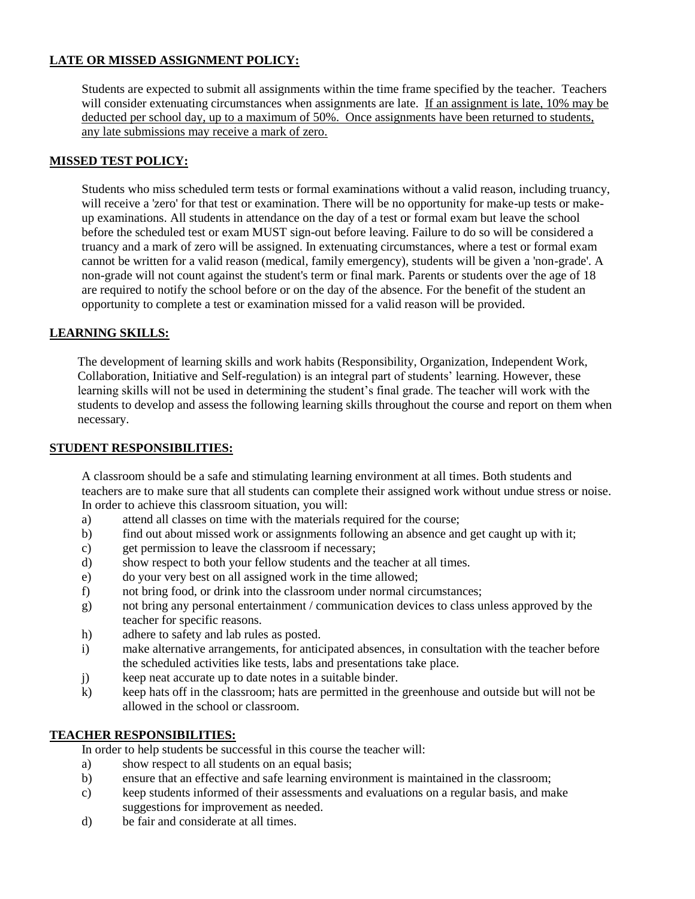## LATE OR MISSED ASSIGNMENT POLICY:

Students are expected to submit all assignments within the time frame specified by the teacher. Teachers will consider extenuating circumstances when assignments are late. <u>If an assignment is late, 10% may be deducted per school day, up to a maximum of 50%. Once assignments have been returned to students, any late submissions may receive a mark of zero.</u>

## MISSED TEST POLICY:

Students who miss scheduled term tests or formal examinations without a valid reason, including truancy, will receive a 'zero' for that test or examination. There will be no opportunity for make-up tests or make-up examinations. All students in attendance on the day of a test or formal exam but leave the school before the scheduled test or exam MUST sign-out before leaving. Failure to do so will be considered a truancy and a mark of zero will be assigned. In extenuating circumstances, where a test or formal exam cannot be written for a valid reason (medical, family emergency), students will be given a 'non-grade'. A non-grade will not count against the student's term or final mark. Parents or students over the age of 18 are required to notify the school before or on the day of the absence. For the benefit of the student an opportunity to complete a test or examination missed for a valid reason will be provided.

## LEARNING SKILLS:

The development of learning skills and work habits (Responsibility, Organization, Independent Work, Collaboration, Initiative and Self-regulation) is an integral part of students' learning. However, these learning skills will not be used in determining the student's final grade. The teacher will work with the students to develop and assess the following learning skills throughout the course and report on them when necessary.

## STUDENT RESPONSIBILITIES:

A classroom should be a safe and stimulating learning environment at all times. Both students and teachers are to make sure that all students can complete their assigned work without undue stress or noise. In order to achieve this classroom situation, you will:

a) attend all classes on time with the materials required for the course;
b) find out about missed work or assignments following an absence and get caught up with it;
c) get permission to leave the classroom if necessary;
d) show respect to both your fellow students and the teacher at all times.
e) do your very best on all assigned work in the time allowed;
f) not bring food, or drink into the classroom under normal circumstances;
g) not bring any personal entertainment / communication devices to class unless approved by the teacher for specific reasons.
h) adhere to safety and lab rules as posted.
i) make alternative arrangements, for anticipated absences, in consultation with the teacher before the scheduled activities like tests, labs and presentations take place.
j) keep neat accurate up to date notes in a suitable binder.
k) keep hats off in the classroom; hats are permitted in the greenhouse and outside but will not be allowed in the school or classroom.

## TEACHER RESPONSIBILITIES:

In order to help students be successful in this course the teacher will:

a) show respect to all students on an equal basis;
b) ensure that an effective and safe learning environment is maintained in the classroom;
c) keep students informed of their assessments and evaluations on a regular basis, and make suggestions for improvement as needed.
d) be fair and considerate at all times.